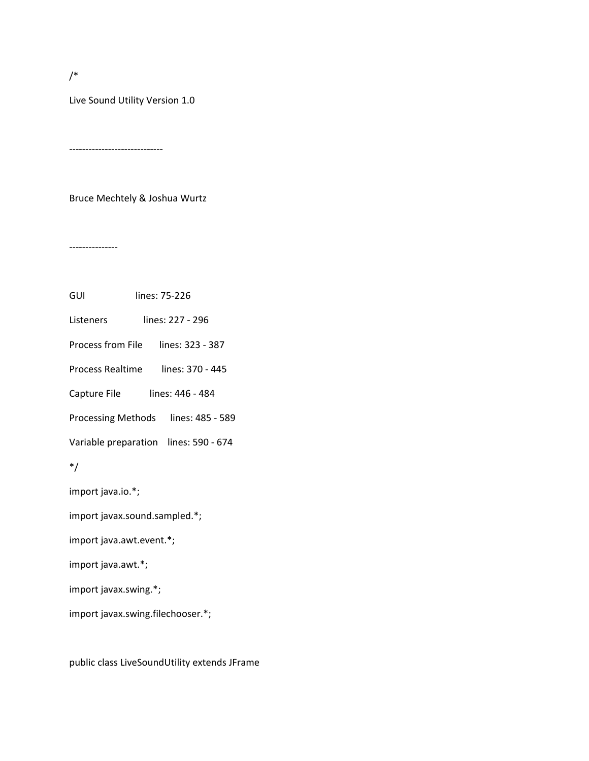```java
/*

Live Sound Utility Version 1.0

-----------------------------

Bruce Mechtely & Joshua Wurtz

---------------

GUI                  lines: 75-226

Listeners            lines: 227 - 296

Process from File       lines: 323 - 387

Process Realtime        lines: 370 - 445

Capture File          lines: 446 - 484

Processing Methods      lines: 485 - 589

Variable preparation    lines: 590 - 674

*/

import java.io.*;

import javax.sound.sampled.*;

import java.awt.event.*;

import java.awt.*;

import javax.swing.*;

import javax.swing.filechooser.*;


public class LiveSoundUtility extends JFrame
```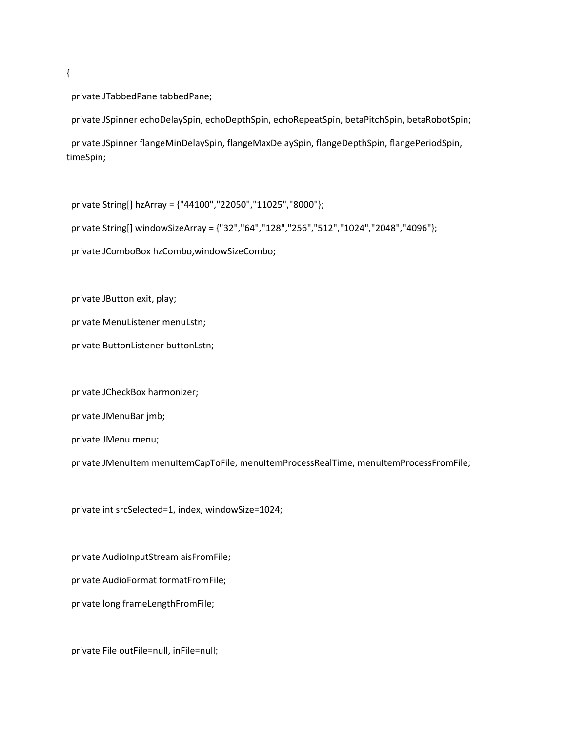```
{
  private JTabbedPane tabbedPane;
  private JSpinner echoDelaySpin, echoDepthSpin, echoRepeatSpin, betaPitchSpin, betaRobotSpin;
  private JSpinner flangeMinDelaySpin, flangeMaxDelaySpin, flangeDepthSpin, flangePeriodSpin, timeSpin;

  private String[] hzArray = {"44100","22050","11025","8000"};
  private String[] windowSizeArray = {"32","64","128","256","512","1024","2048","4096"};
  private JComboBox hzCombo,windowSizeCombo;

  private JButton exit, play;
  private MenuListener menuLstn;
  private ButtonListener buttonLstn;

  private JCheckBox harmonizer;
  private JMenuBar jmb;
  private JMenu menu;
  private JMenuItem menuItemCapToFile, menuItemProcessRealTime, menuItemProcessFromFile;

  private int srcSelected=1, index, windowSize=1024;

  private AudioInputStream aisFromFile;
  private AudioFormat formatFromFile;
  private long frameLengthFromFile;

  private File outFile=null, inFile=null;
```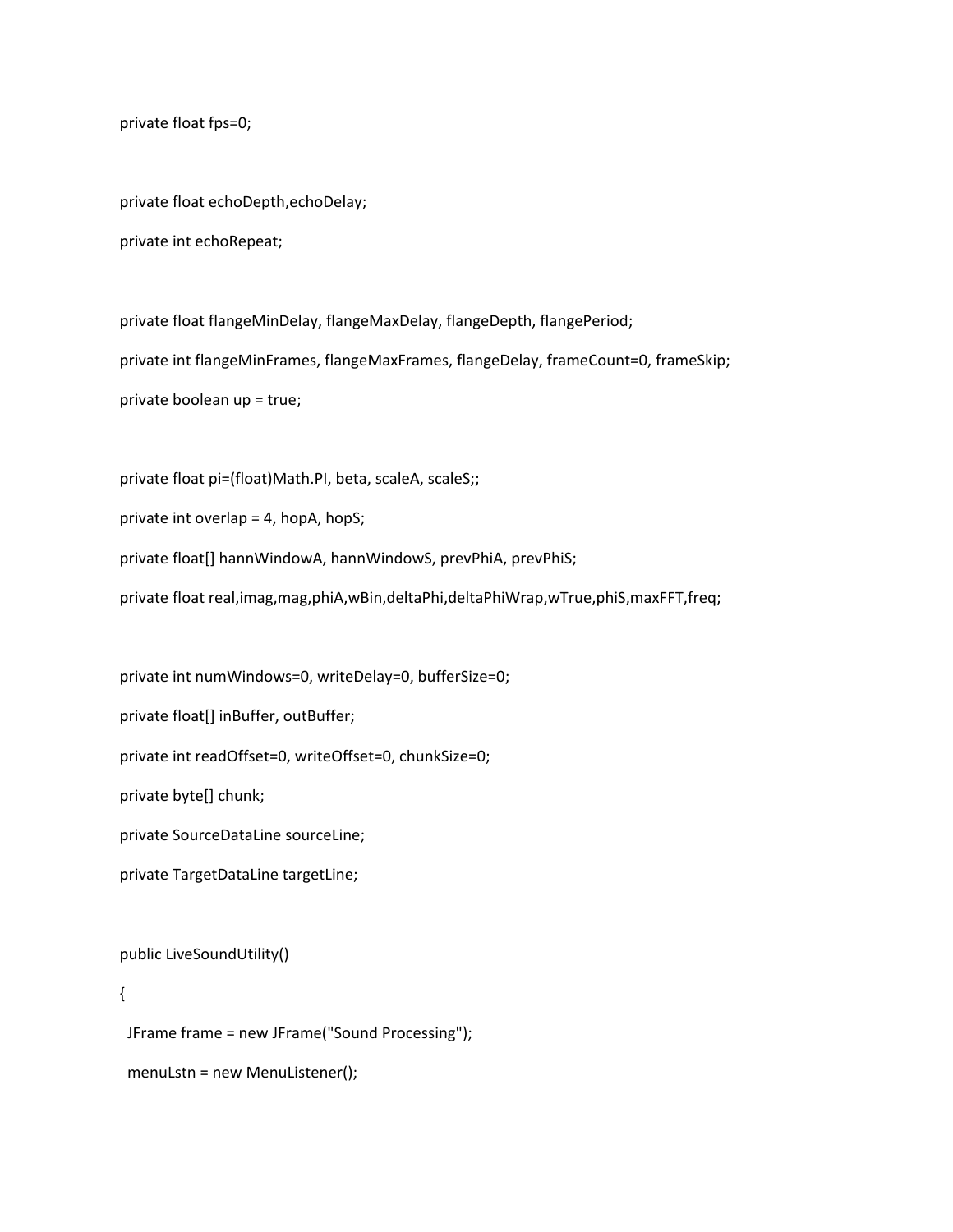```
private float fps=0;

private float echoDepth,echoDelay;
private int echoRepeat;

private float flangeMinDelay, flangeMaxDelay, flangeDepth, flangePeriod;
private int flangeMinFrames, flangeMaxFrames, flangeDelay, frameCount=0, frameSkip;
private boolean up = true;

private float pi=(float)Math.PI, beta, scaleA, scaleS;;
private int overlap = 4, hopA, hopS;
private float[] hannWindowA, hannWindowS, prevPhiA, prevPhiS;
private float real,imag,mag,phiA,wBin,deltaPhi,deltaPhiWrap,wTrue,phiS,maxFFT,freq;

private int numWindows=0, writeDelay=0, bufferSize=0;
private float[] inBuffer, outBuffer;
private int readOffset=0, writeOffset=0, chunkSize=0;
private byte[] chunk;
private SourceDataLine sourceLine;
private TargetDataLine targetLine;

public LiveSoundUtility()
{
  JFrame frame = new JFrame("Sound Processing");
  menuLstn = new MenuListener();
```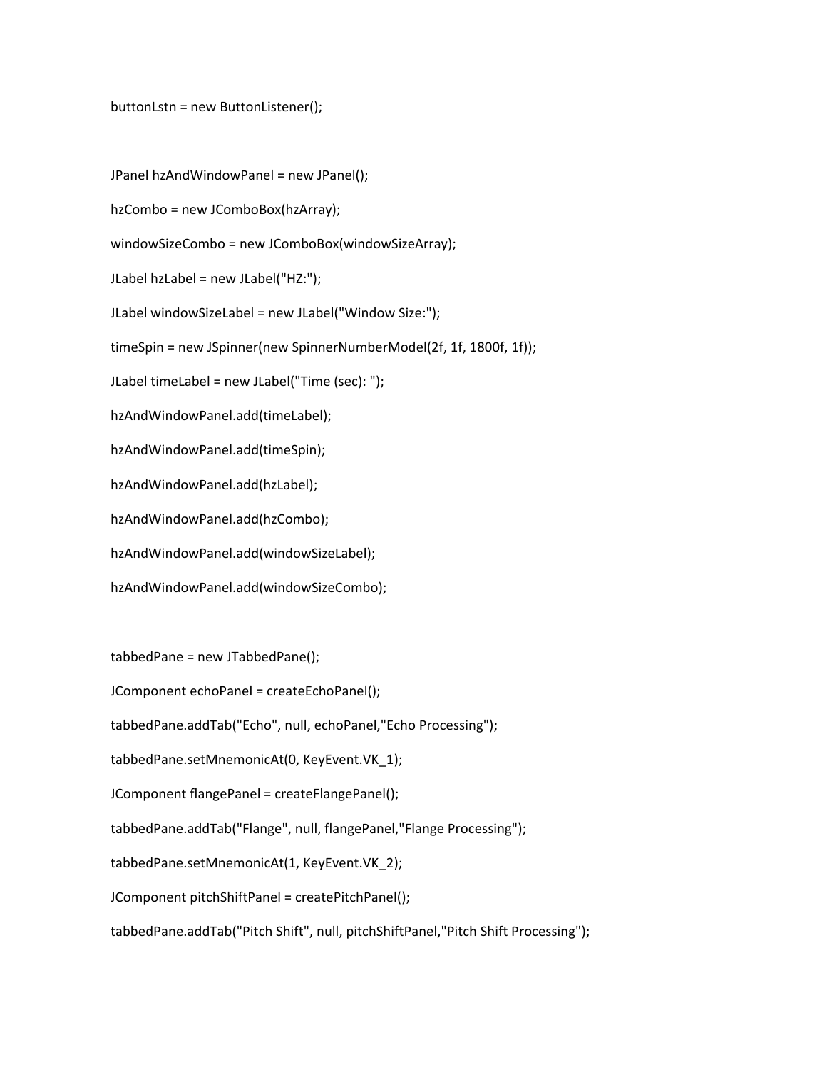```
buttonLstn = new ButtonListener();

JPanel hzAndWindowPanel = new JPanel();
hzCombo = new JComboBox(hzArray);
windowSizeCombo = new JComboBox(windowSizeArray);
JLabel hzLabel = new JLabel("HZ:");
JLabel windowSizeLabel = new JLabel("Window Size:");
timeSpin = new JSpinner(new SpinnerNumberModel(2f, 1f, 1800f, 1f));
JLabel timeLabel = new JLabel("Time (sec): ");
hzAndWindowPanel.add(timeLabel);
hzAndWindowPanel.add(timeSpin);
hzAndWindowPanel.add(hzLabel);
hzAndWindowPanel.add(hzCombo);
hzAndWindowPanel.add(windowSizeLabel);
hzAndWindowPanel.add(windowSizeCombo);

tabbedPane = new JTabbedPane();
JComponent echoPanel = createEchoPanel();
tabbedPane.addTab("Echo", null, echoPanel,"Echo Processing");
tabbedPane.setMnemonicAt(0, KeyEvent.VK_1);
JComponent flangePanel = createFlangePanel();
tabbedPane.addTab("Flange", null, flangePanel,"Flange Processing");
tabbedPane.setMnemonicAt(1, KeyEvent.VK_2);
JComponent pitchShiftPanel = createPitchPanel();
tabbedPane.addTab("Pitch Shift", null, pitchShiftPanel,"Pitch Shift Processing");
```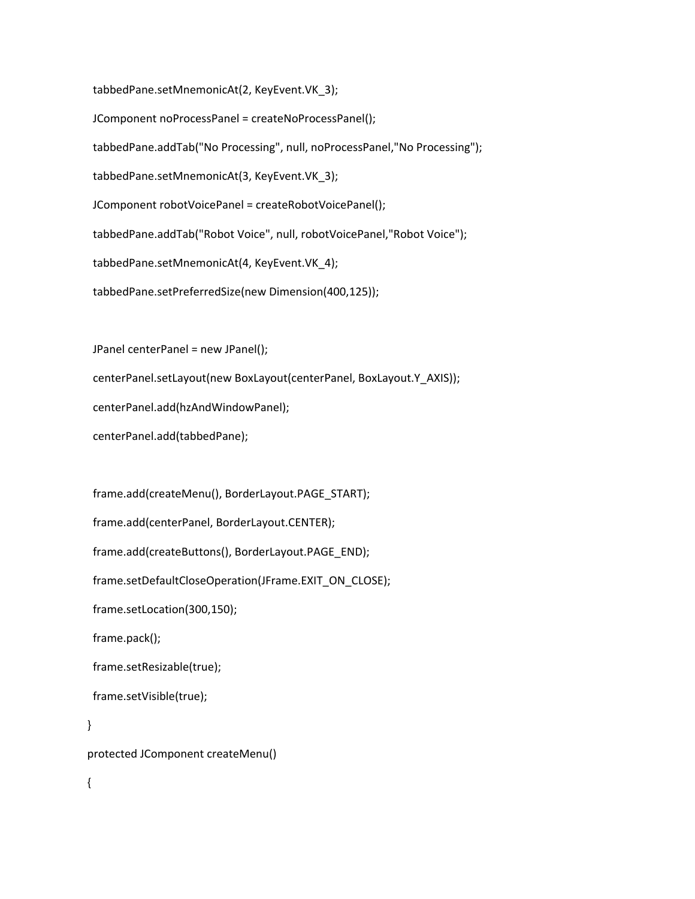```
    tabbedPane.setMnemonicAt(2, KeyEvent.VK_3);
    JComponent noProcessPanel = createNoProcessPanel();
    tabbedPane.addTab("No Processing", null, noProcessPanel,"No Processing");
    tabbedPane.setMnemonicAt(3, KeyEvent.VK_3);
    JComponent robotVoicePanel = createRobotVoicePanel();
    tabbedPane.addTab("Robot Voice", null, robotVoicePanel,"Robot Voice");
    tabbedPane.setMnemonicAt(4, KeyEvent.VK_4);
    tabbedPane.setPreferredSize(new Dimension(400,125));

    JPanel centerPanel = new JPanel();
    centerPanel.setLayout(new BoxLayout(centerPanel, BoxLayout.Y_AXIS));
    centerPanel.add(hzAndWindowPanel);
    centerPanel.add(tabbedPane);

    frame.add(createMenu(), BorderLayout.PAGE_START);
    frame.add(centerPanel, BorderLayout.CENTER);
    frame.add(createButtons(), BorderLayout.PAGE_END);
    frame.setDefaultCloseOperation(JFrame.EXIT_ON_CLOSE);
    frame.setLocation(300,150);
    frame.pack();
    frame.setResizable(true);
    frame.setVisible(true);
  }
  protected JComponent createMenu()
  {
```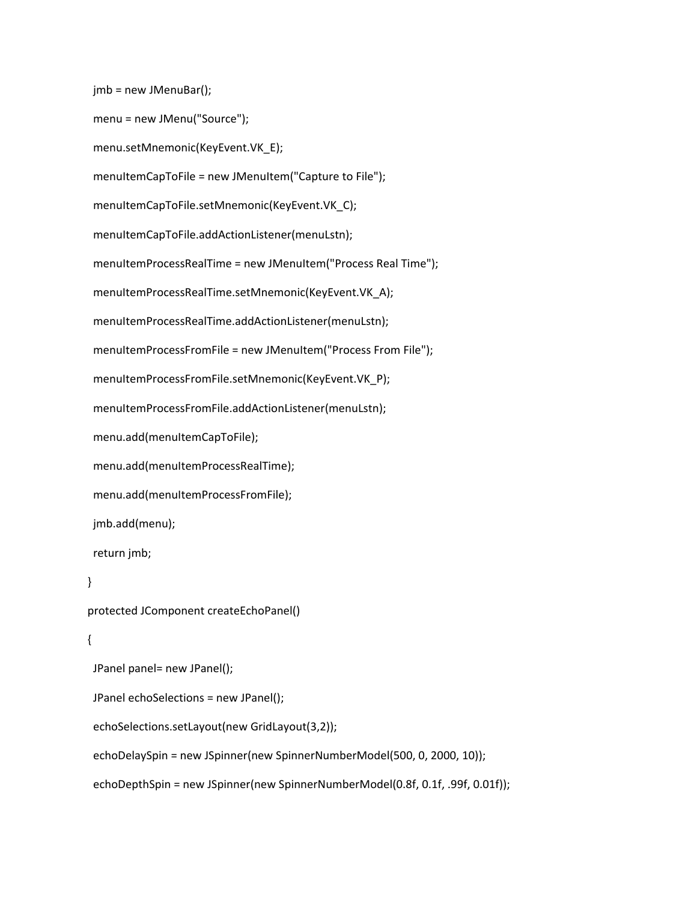```java
    jmb = new JMenuBar();

    menu = new JMenu("Source");

    menu.setMnemonic(KeyEvent.VK_E);

    menuItemCapToFile = new JMenuItem("Capture to File");

    menuItemCapToFile.setMnemonic(KeyEvent.VK_C);

    menuItemCapToFile.addActionListener(menuLstn);

    menuItemProcessRealTime = new JMenuItem("Process Real Time");

    menuItemProcessRealTime.setMnemonic(KeyEvent.VK_A);

    menuItemProcessRealTime.addActionListener(menuLstn);

    menuItemProcessFromFile = new JMenuItem("Process From File");

    menuItemProcessFromFile.setMnemonic(KeyEvent.VK_P);

    menuItemProcessFromFile.addActionListener(menuLstn);

    menu.add(menuItemCapToFile);

    menu.add(menuItemProcessRealTime);

    menu.add(menuItemProcessFromFile);

    jmb.add(menu);

    return jmb;

  }

  protected JComponent createEchoPanel()

  {

    JPanel panel= new JPanel();

    JPanel echoSelections = new JPanel();

    echoSelections.setLayout(new GridLayout(3,2));

    echoDelaySpin = new JSpinner(new SpinnerNumberModel(500, 0, 2000, 10));

    echoDepthSpin = new JSpinner(new SpinnerNumberModel(0.8f, 0.1f, .99f, 0.01f));
```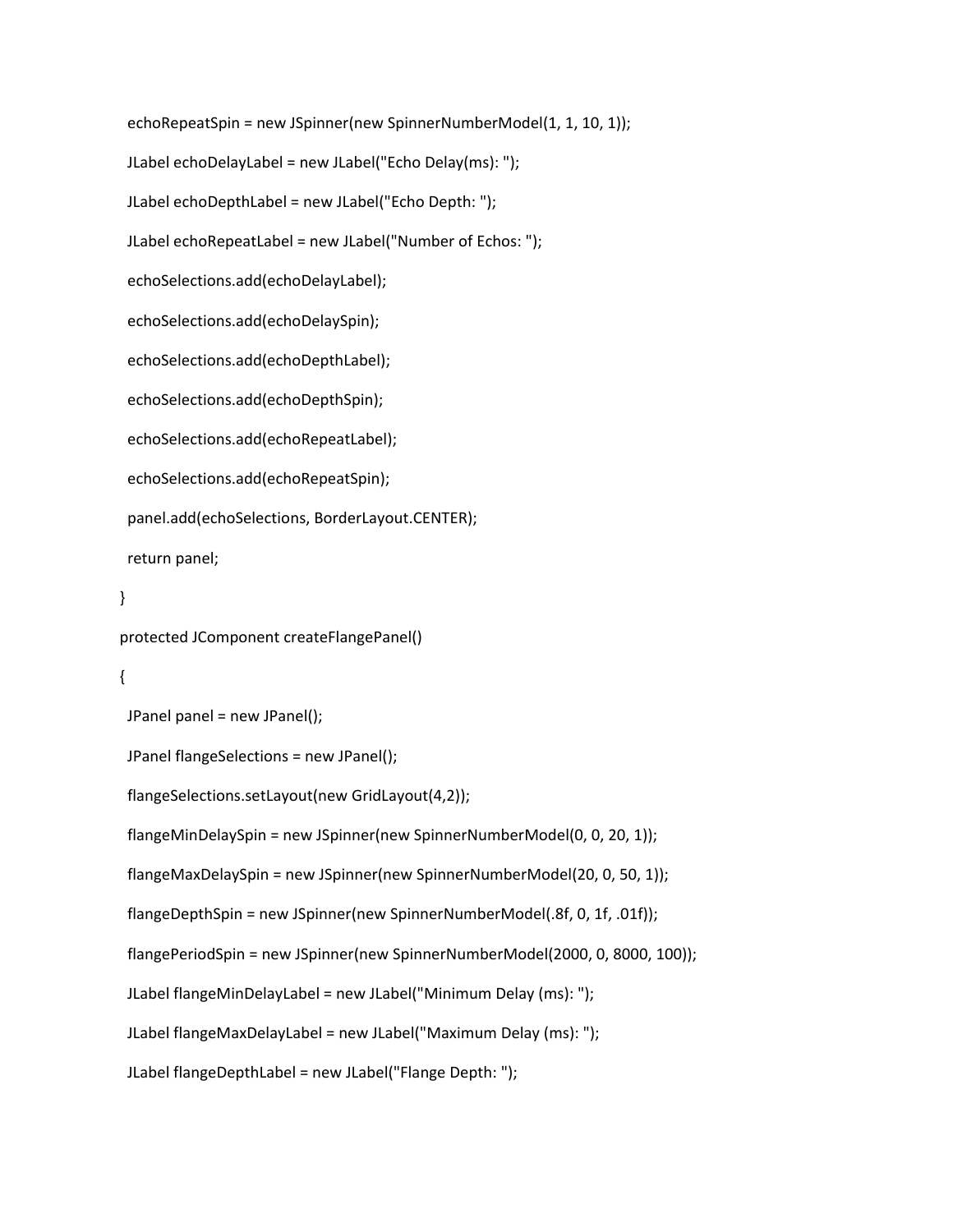```java
  echoRepeatSpin = new JSpinner(new SpinnerNumberModel(1, 1, 10, 1));

  JLabel echoDelayLabel = new JLabel("Echo Delay(ms): ");

  JLabel echoDepthLabel = new JLabel("Echo Depth: ");

  JLabel echoRepeatLabel = new JLabel("Number of Echos: ");

  echoSelections.add(echoDelayLabel);

  echoSelections.add(echoDelaySpin);

  echoSelections.add(echoDepthLabel);

  echoSelections.add(echoDepthSpin);

  echoSelections.add(echoRepeatLabel);

  echoSelections.add(echoRepeatSpin);

  panel.add(echoSelections, BorderLayout.CENTER);

  return panel;

}

protected JComponent createFlangePanel()

{

  JPanel panel = new JPanel();

  JPanel flangeSelections = new JPanel();

  flangeSelections.setLayout(new GridLayout(4,2));

  flangeMinDelaySpin = new JSpinner(new SpinnerNumberModel(0, 0, 20, 1));

  flangeMaxDelaySpin = new JSpinner(new SpinnerNumberModel(20, 0, 50, 1));

  flangeDepthSpin = new JSpinner(new SpinnerNumberModel(.8f, 0, 1f, .01f));

  flangePeriodSpin = new JSpinner(new SpinnerNumberModel(2000, 0, 8000, 100));

  JLabel flangeMinDelayLabel = new JLabel("Minimum Delay (ms): ");

  JLabel flangeMaxDelayLabel = new JLabel("Maximum Delay (ms): ");

  JLabel flangeDepthLabel = new JLabel("Flange Depth: ");
```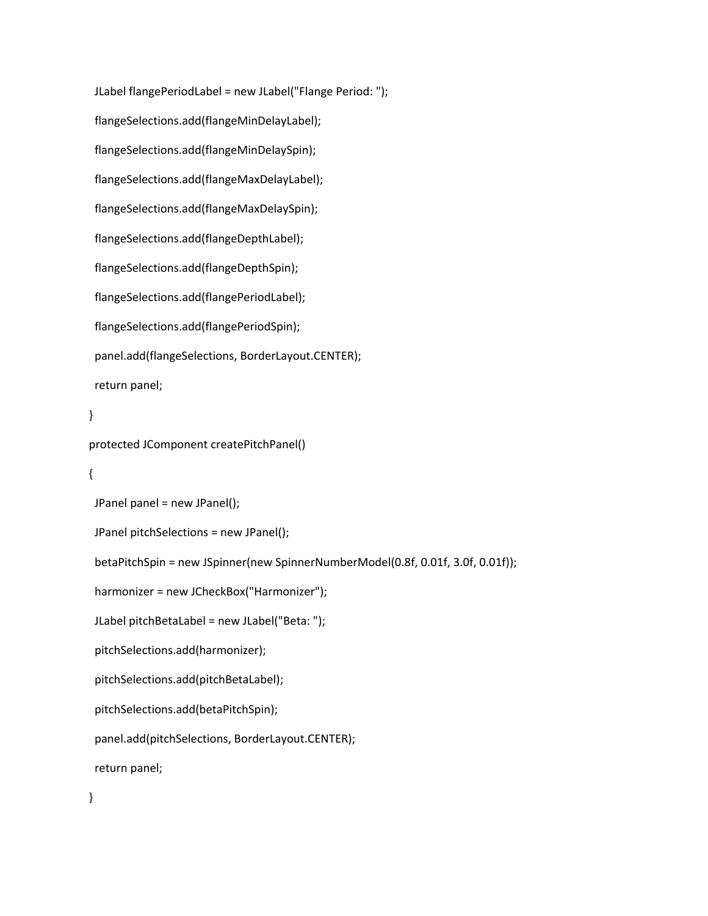```
  JLabel flangePeriodLabel = new JLabel("Flange Period: ");
  flangeSelections.add(flangeMinDelayLabel);
  flangeSelections.add(flangeMinDelaySpin);
  flangeSelections.add(flangeMaxDelayLabel);
  flangeSelections.add(flangeMaxDelaySpin);
  flangeSelections.add(flangeDepthLabel);
  flangeSelections.add(flangeDepthSpin);
  flangeSelections.add(flangePeriodLabel);
  flangeSelections.add(flangePeriodSpin);
  panel.add(flangeSelections, BorderLayout.CENTER);
  return panel;
}
protected JComponent createPitchPanel()
{
  JPanel panel = new JPanel();
  JPanel pitchSelections = new JPanel();
  betaPitchSpin = new JSpinner(new SpinnerNumberModel(0.8f, 0.01f, 3.0f, 0.01f));
  harmonizer = new JCheckBox("Harmonizer");
  JLabel pitchBetaLabel = new JLabel("Beta: ");
  pitchSelections.add(harmonizer);
  pitchSelections.add(pitchBetaLabel);
  pitchSelections.add(betaPitchSpin);
  panel.add(pitchSelections, BorderLayout.CENTER);
  return panel;
}
```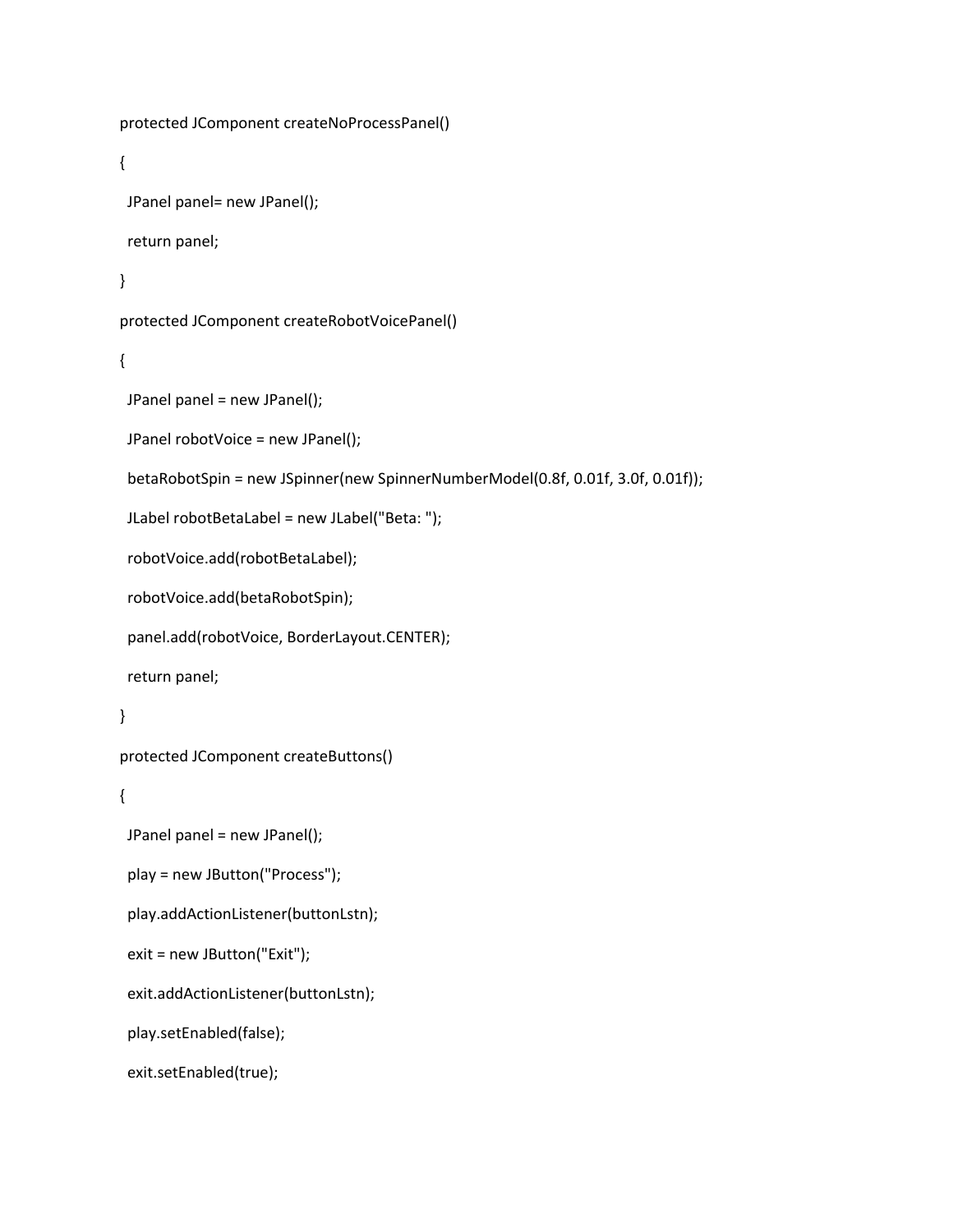```
protected JComponent createNoProcessPanel()

{

  JPanel panel= new JPanel();

  return panel;

}

protected JComponent createRobotVoicePanel()

{

  JPanel panel = new JPanel();

  JPanel robotVoice = new JPanel();

  betaRobotSpin = new JSpinner(new SpinnerNumberModel(0.8f, 0.01f, 3.0f, 0.01f));

  JLabel robotBetaLabel = new JLabel("Beta: ");

  robotVoice.add(robotBetaLabel);

  robotVoice.add(betaRobotSpin);

  panel.add(robotVoice, BorderLayout.CENTER);

  return panel;

}

protected JComponent createButtons()

{

  JPanel panel = new JPanel();

  play = new JButton("Process");

  play.addActionListener(buttonLstn);

  exit = new JButton("Exit");

  exit.addActionListener(buttonLstn);

  play.setEnabled(false);

  exit.setEnabled(true);
```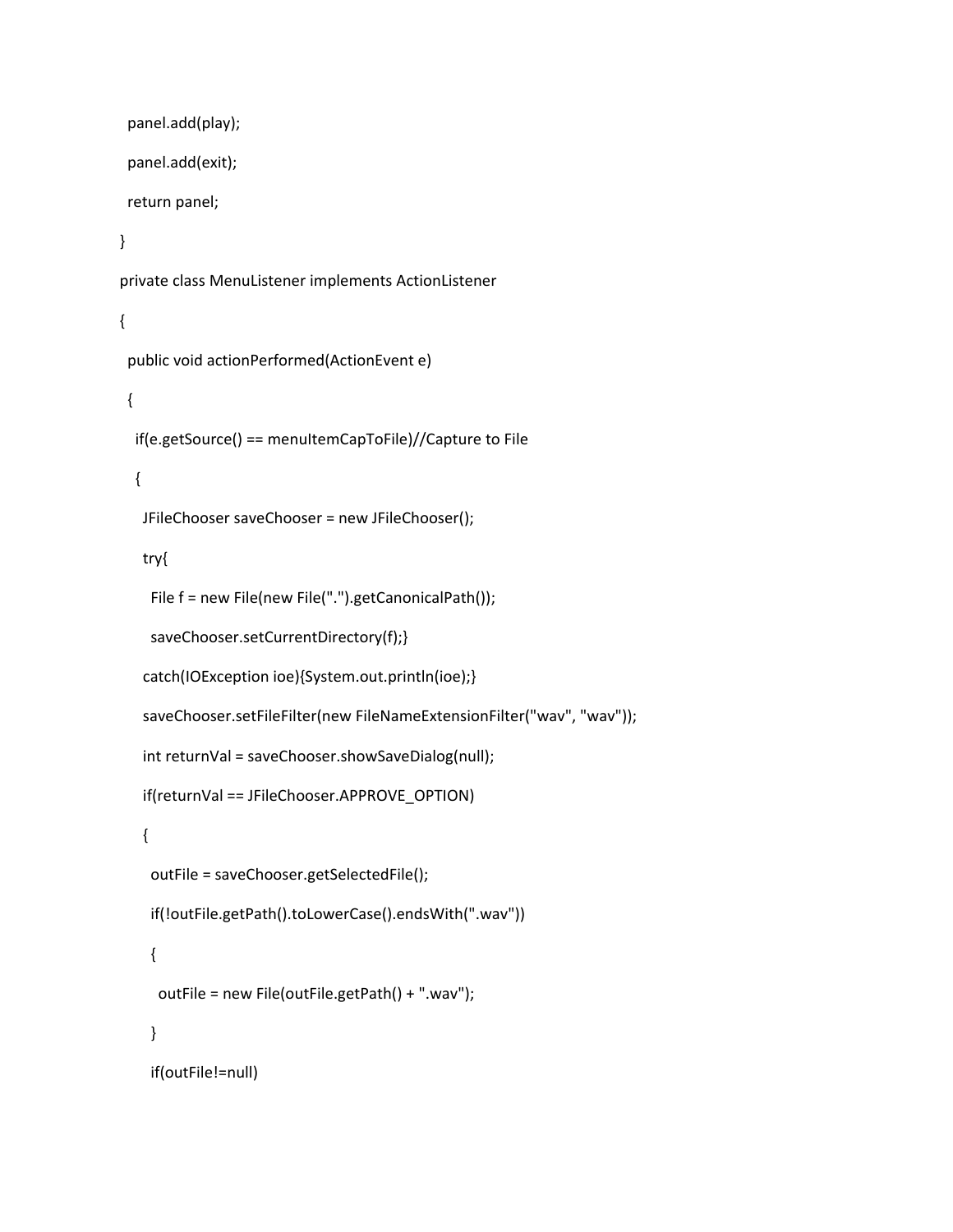```
    panel.add(play);
    panel.add(exit);
    return panel;
  }
  private class MenuListener implements ActionListener
  {
    public void actionPerformed(ActionEvent e)
    {
      if(e.getSource() == menuItemCapToFile)//Capture to File
      {
        JFileChooser saveChooser = new JFileChooser();
        try{
          File f = new File(new File(".").getCanonicalPath());
          saveChooser.setCurrentDirectory(f);}
        catch(IOException ioe){System.out.println(ioe);}
        saveChooser.setFileFilter(new FileNameExtensionFilter("wav", "wav"));
        int returnVal = saveChooser.showSaveDialog(null);
        if(returnVal == JFileChooser.APPROVE_OPTION)
        {
          outFile = saveChooser.getSelectedFile();
          if(!outFile.getPath().toLowerCase().endsWith(".wav"))
          {
            outFile = new File(outFile.getPath() + ".wav");
          }
          if(outFile!=null)
```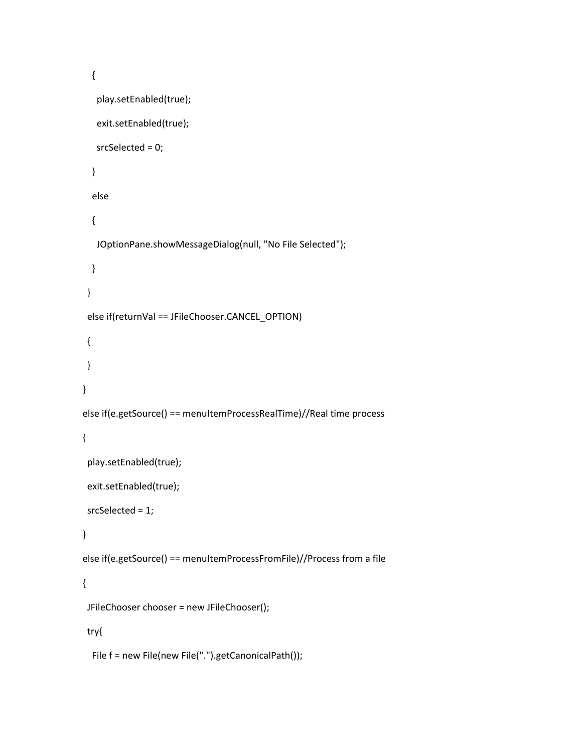```java
    {
      play.setEnabled(true);
      exit.setEnabled(true);
      srcSelected = 0;
    }
    else
    {
      JOptionPane.showMessageDialog(null, "No File Selected");
    }
  }
  else if(returnVal == JFileChooser.CANCEL_OPTION)
  {
  }
}
else if(e.getSource() == menuItemProcessRealTime)//Real time process
{
  play.setEnabled(true);
  exit.setEnabled(true);
  srcSelected = 1;
}
else if(e.getSource() == menuItemProcessFromFile)//Process from a file
{
  JFileChooser chooser = new JFileChooser();
  try{
    File f = new File(new File(".").getCanonicalPath());
```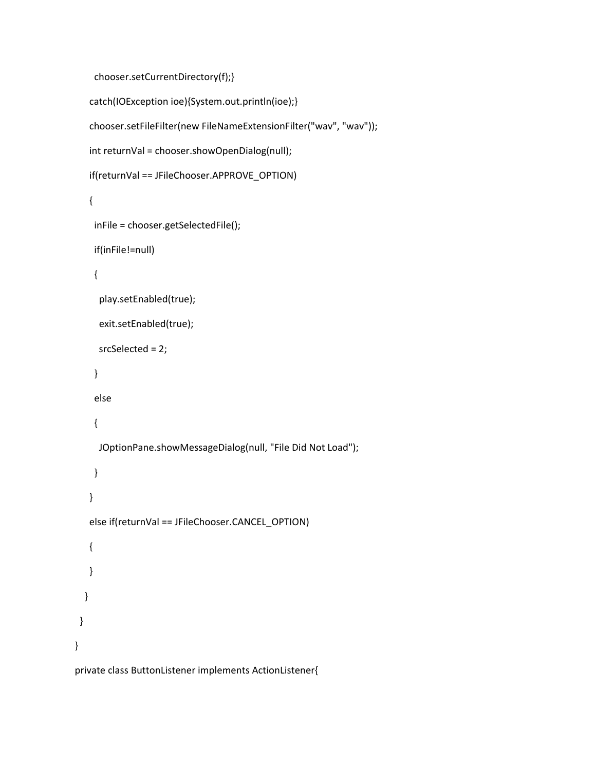```
        chooser.setCurrentDirectory(f);}
      catch(IOException ioe){System.out.println(ioe);}
      chooser.setFileFilter(new FileNameExtensionFilter("wav", "wav"));
      int returnVal = chooser.showOpenDialog(null);
      if(returnVal == JFileChooser.APPROVE_OPTION)
      {
        inFile = chooser.getSelectedFile();
        if(inFile!=null)
        {
          play.setEnabled(true);
          exit.setEnabled(true);
          srcSelected = 2;
        }
        else
        {
          JOptionPane.showMessageDialog(null, "File Did Not Load");
        }
      }
      else if(returnVal == JFileChooser.CANCEL_OPTION)
      {
      }
    }
  }
}
private class ButtonListener implements ActionListener{
```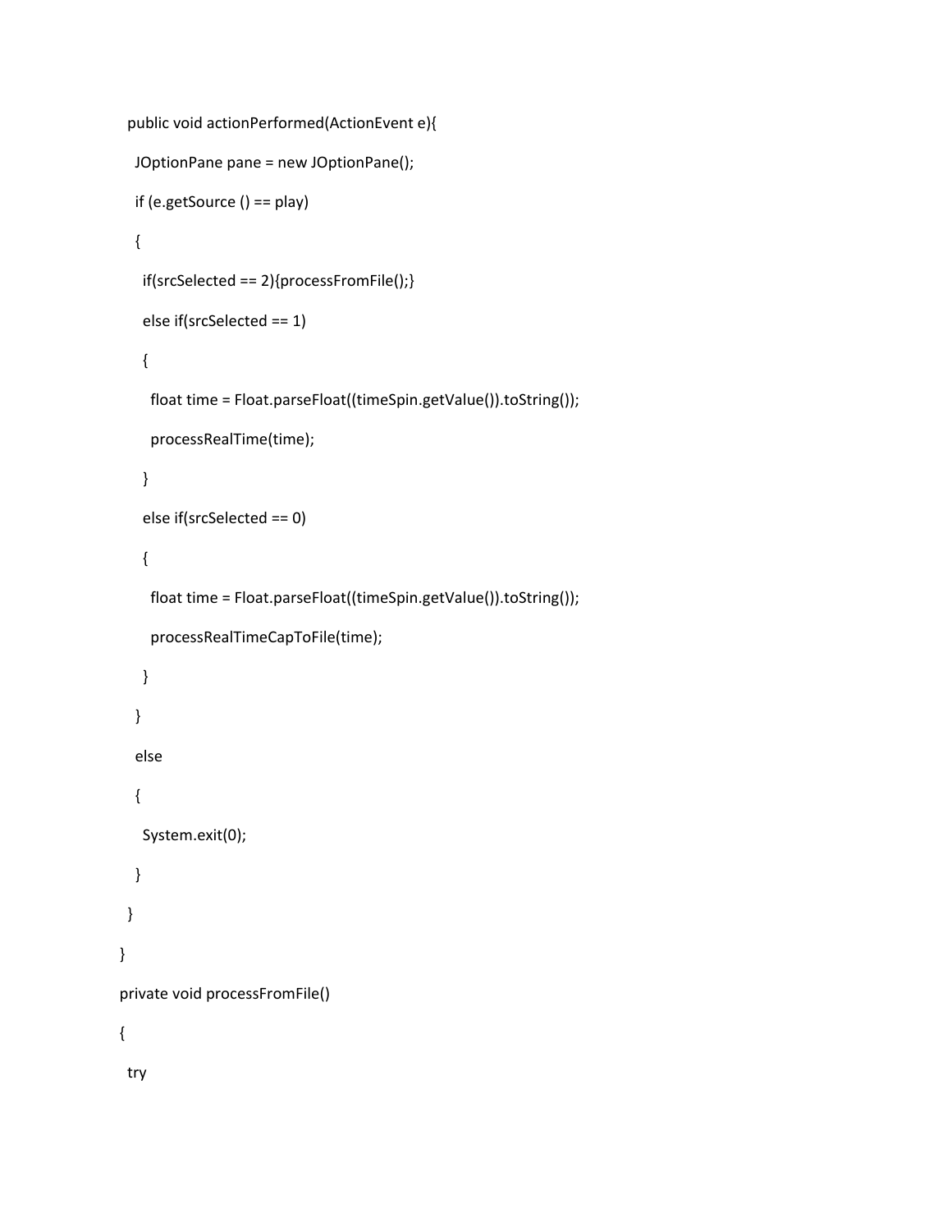```
  public void actionPerformed(ActionEvent e){
    JOptionPane pane = new JOptionPane();
    if (e.getSource () == play)
    {
      if(srcSelected == 2){processFromFile();}
      else if(srcSelected == 1)
      {
        float time = Float.parseFloat((timeSpin.getValue()).toString());
        processRealTime(time);
      }
      else if(srcSelected == 0)
      {
        float time = Float.parseFloat((timeSpin.getValue()).toString());
        processRealTimeCapToFile(time);
      }
    }
    else
    {
      System.exit(0);
    }
  }
}
private void processFromFile()
{
  try
```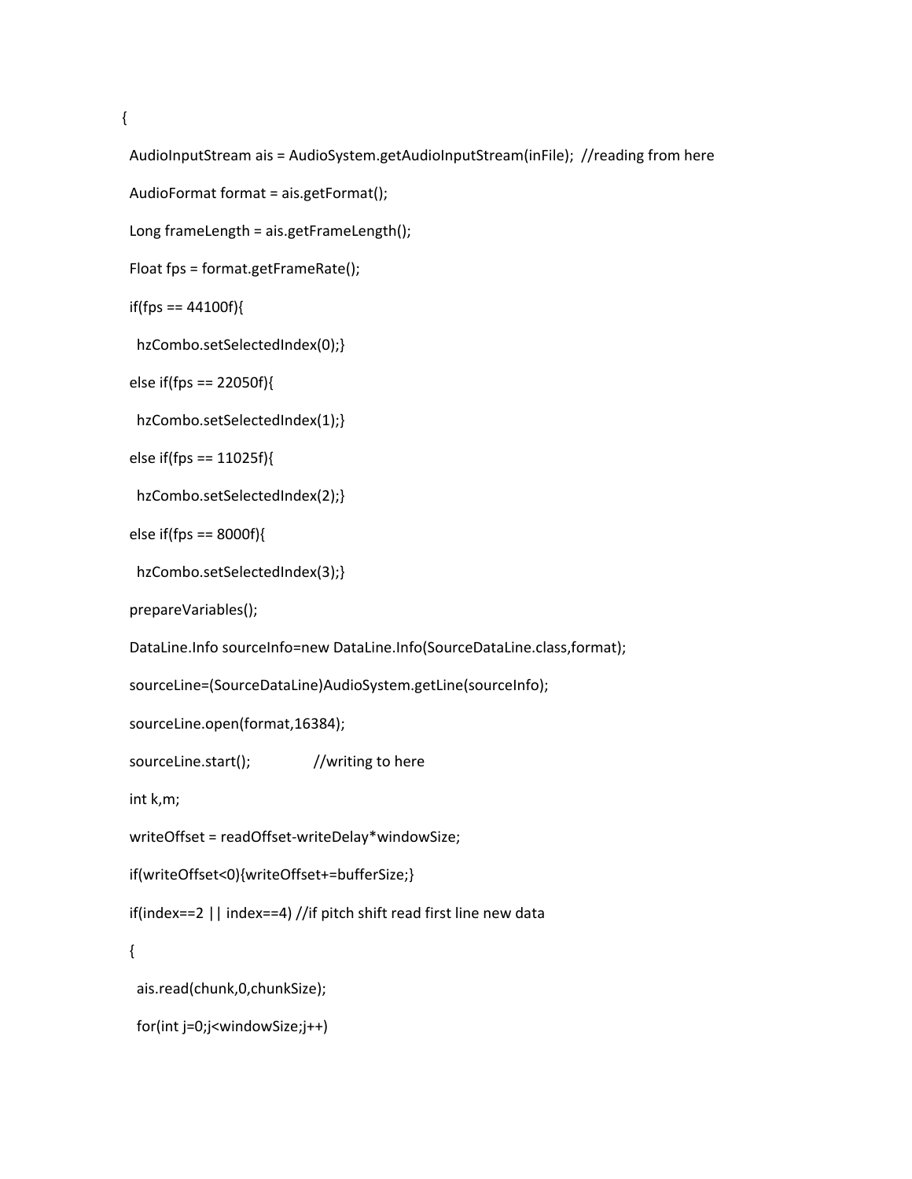```
{
  AudioInputStream ais = AudioSystem.getAudioInputStream(inFile);  //reading from here
  AudioFormat format = ais.getFormat();
  Long frameLength = ais.getFrameLength();
  Float fps = format.getFrameRate();
  if(fps == 44100f){
    hzCombo.setSelectedIndex(0);}
  else if(fps == 22050f){
    hzCombo.setSelectedIndex(1);}
  else if(fps == 11025f){
    hzCombo.setSelectedIndex(2);}
  else if(fps == 8000f){
    hzCombo.setSelectedIndex(3);}
  prepareVariables();
  DataLine.Info sourceInfo=new DataLine.Info(SourceDataLine.class,format);
  sourceLine=(SourceDataLine)AudioSystem.getLine(sourceInfo);
  sourceLine.open(format,16384);
  sourceLine.start();              //writing to here
  int k,m;
  writeOffset = readOffset-writeDelay*windowSize;
  if(writeOffset<0){writeOffset+=bufferSize;}
  if(index==2 || index==4) //if pitch shift read first line new data
  {
    ais.read(chunk,0,chunkSize);
    for(int j=0;j<windowSize;j++)
```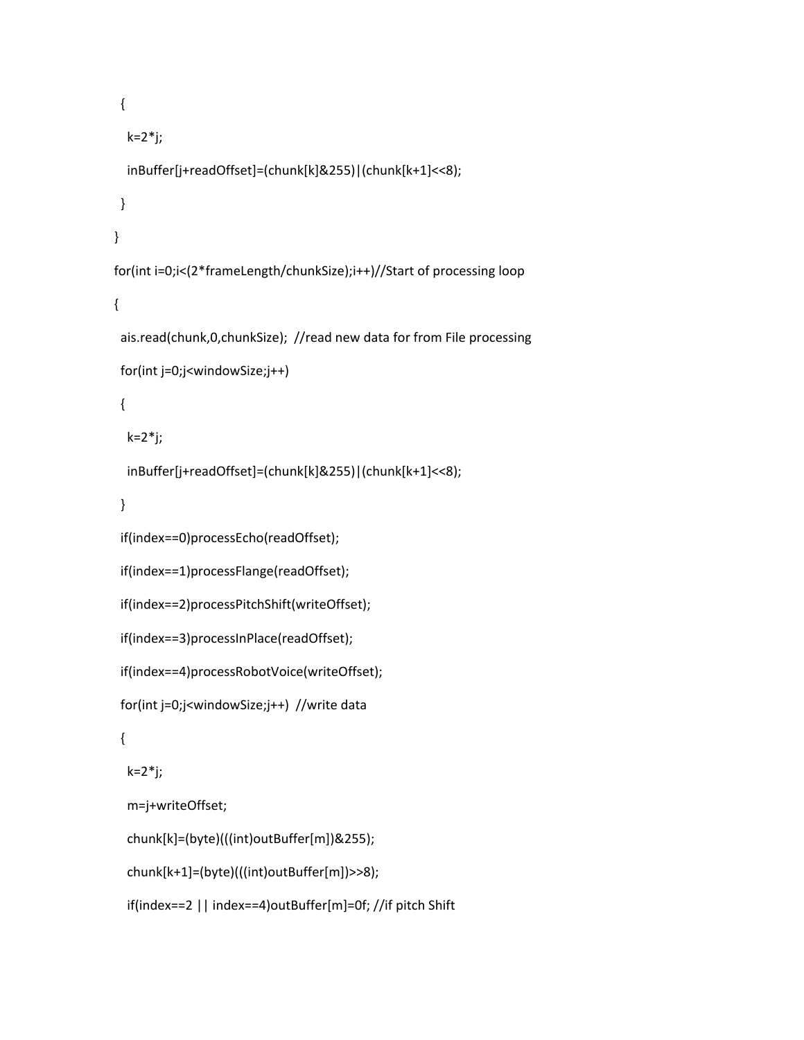```
  {
    k=2*j;
    inBuffer[j+readOffset]=(chunk[k]&255)|(chunk[k+1]<<8);
  }
}
for(int i=0;i<(2*frameLength/chunkSize);i++)//Start of processing loop
{
  ais.read(chunk,0,chunkSize);  //read new data for from File processing
  for(int j=0;j<windowSize;j++)
  {
    k=2*j;
    inBuffer[j+readOffset]=(chunk[k]&255)|(chunk[k+1]<<8);
  }
  if(index==0)processEcho(readOffset);
  if(index==1)processFlange(readOffset);
  if(index==2)processPitchShift(writeOffset);
  if(index==3)processInPlace(readOffset);
  if(index==4)processRobotVoice(writeOffset);
  for(int j=0;j<windowSize;j++)  //write data
  {
    k=2*j;
    m=j+writeOffset;
    chunk[k]=(byte)(((int)outBuffer[m])&255);
    chunk[k+1]=(byte)(((int)outBuffer[m])>>8);
    if(index==2 || index==4)outBuffer[m]=0f; //if pitch Shift
```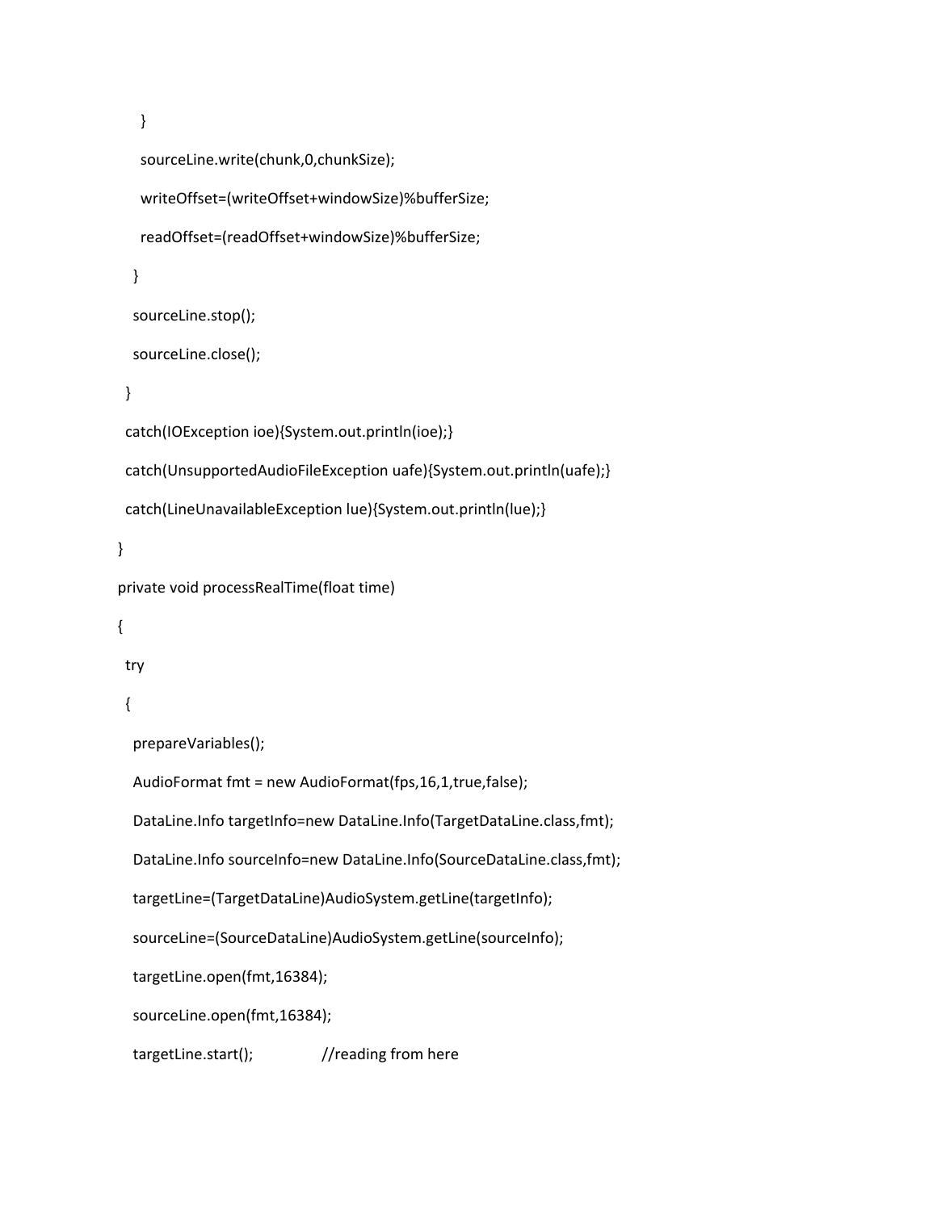```
      }
      sourceLine.write(chunk,0,chunkSize);
      writeOffset=(writeOffset+windowSize)%bufferSize;
      readOffset=(readOffset+windowSize)%bufferSize;
    }
    sourceLine.stop();
    sourceLine.close();
  }
  catch(IOException ioe){System.out.println(ioe);}
  catch(UnsupportedAudioFileException uafe){System.out.println(uafe);}
  catch(LineUnavailableException lue){System.out.println(lue);}
}
private void processRealTime(float time)
{
  try
  {
    prepareVariables();
    AudioFormat fmt = new AudioFormat(fps,16,1,true,false);
    DataLine.Info targetInfo=new DataLine.Info(TargetDataLine.class,fmt);
    DataLine.Info sourceInfo=new DataLine.Info(SourceDataLine.class,fmt);
    targetLine=(TargetDataLine)AudioSystem.getLine(targetInfo);
    sourceLine=(SourceDataLine)AudioSystem.getLine(sourceInfo);
    targetLine.open(fmt,16384);
    sourceLine.open(fmt,16384);
    targetLine.start();              //reading from here
```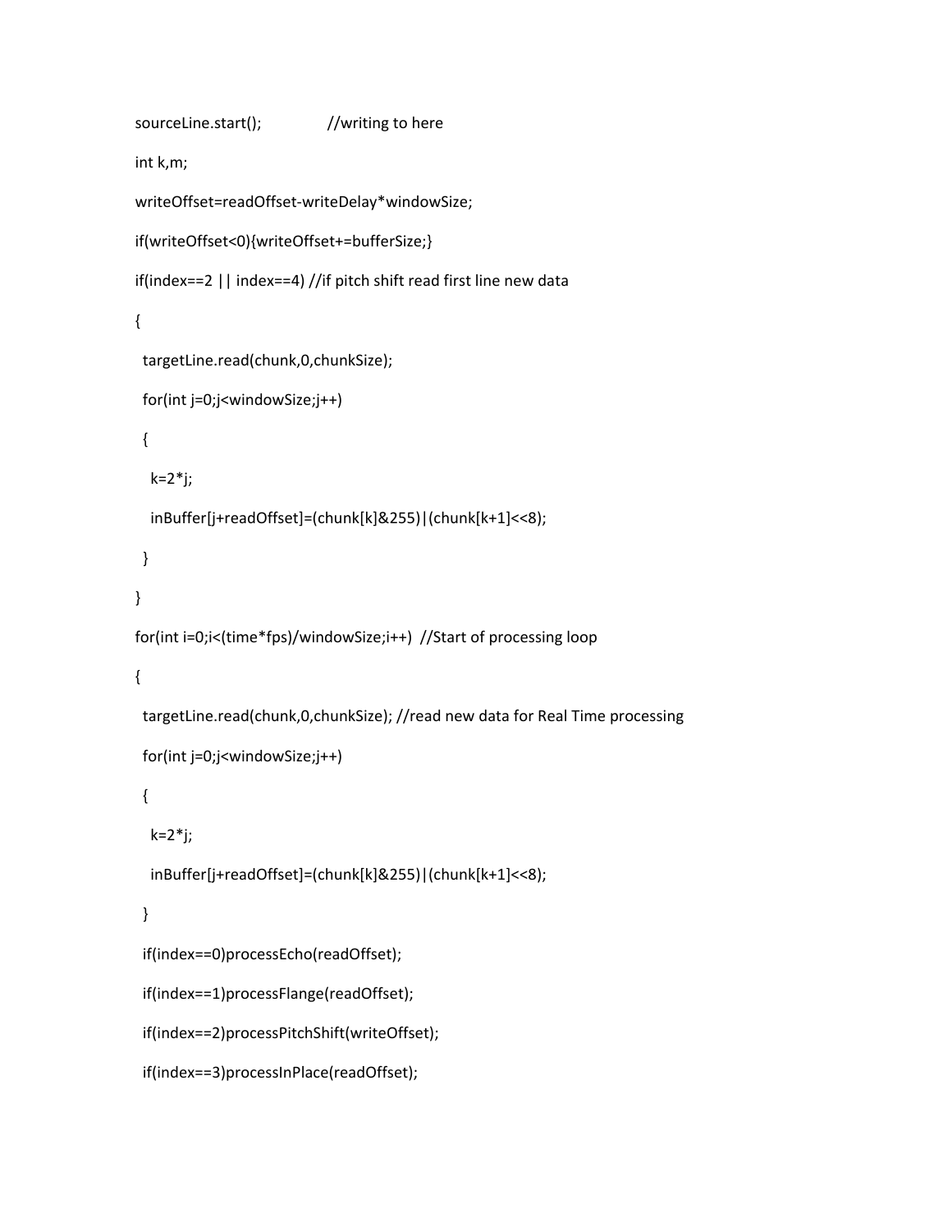```
sourceLine.start();              //writing to here

int k,m;

writeOffset=readOffset-writeDelay*windowSize;

if(writeOffset<0){writeOffset+=bufferSize;}

if(index==2 || index==4) //if pitch shift read first line new data

{

  targetLine.read(chunk,0,chunkSize);

  for(int j=0;j<windowSize;j++)

  {

    k=2*j;

    inBuffer[j+readOffset]=(chunk[k]&255)|(chunk[k+1]<<8);

  }

}

for(int i=0;i<(time*fps)/windowSize;i++)  //Start of processing loop

{

  targetLine.read(chunk,0,chunkSize); //read new data for Real Time processing

  for(int j=0;j<windowSize;j++)

  {

    k=2*j;

    inBuffer[j+readOffset]=(chunk[k]&255)|(chunk[k+1]<<8);

  }

  if(index==0)processEcho(readOffset);

  if(index==1)processFlange(readOffset);

  if(index==2)processPitchShift(writeOffset);

  if(index==3)processInPlace(readOffset);
```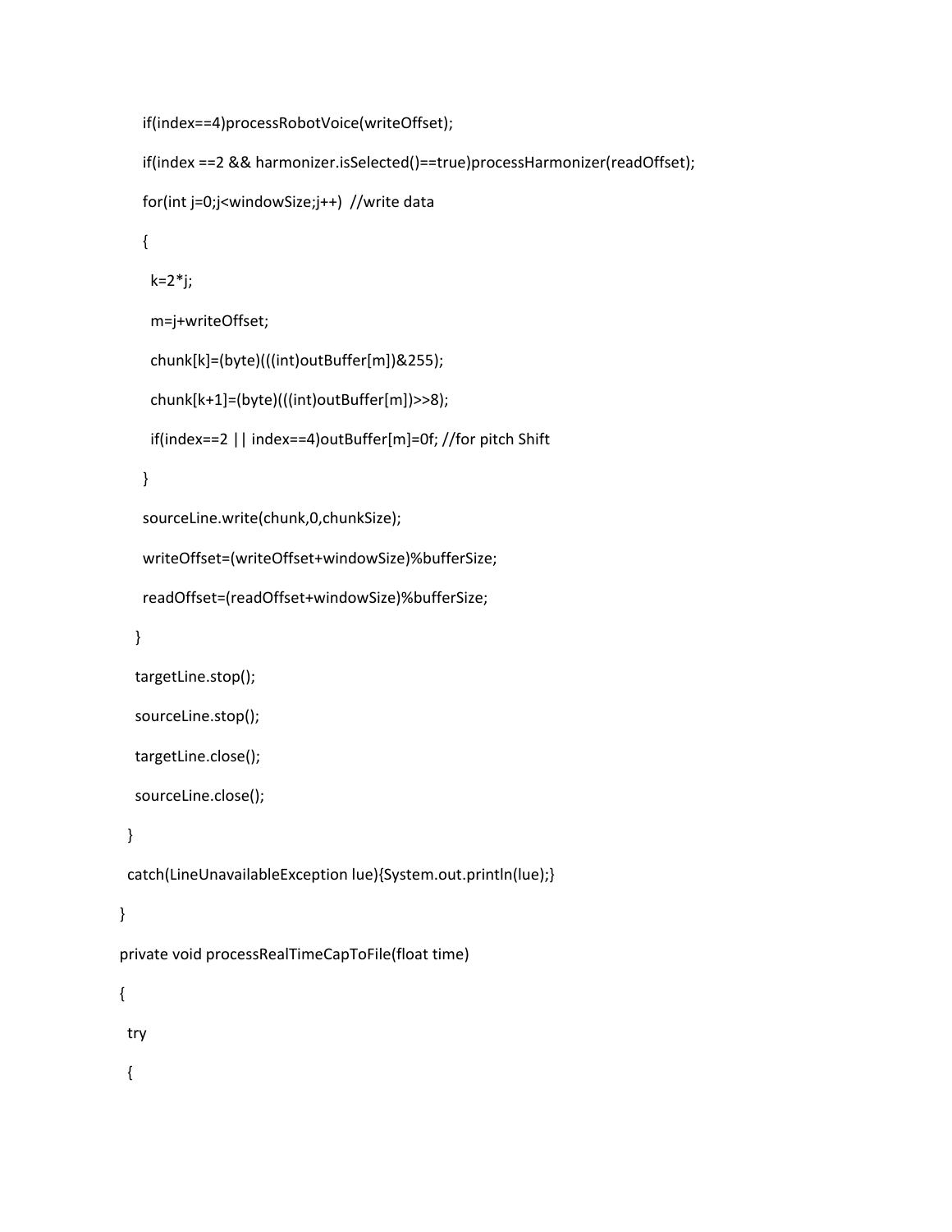```
      if(index==4)processRobotVoice(writeOffset);
      if(index ==2 && harmonizer.isSelected()==true)processHarmonizer(readOffset);
      for(int j=0;j<windowSize;j++)  //write data
      {
        k=2*j;
        m=j+writeOffset;
        chunk[k]=(byte)(((int)outBuffer[m])&255);
        chunk[k+1]=(byte)(((int)outBuffer[m])>>8);
        if(index==2 || index==4)outBuffer[m]=0f; //for pitch Shift
      }
      sourceLine.write(chunk,0,chunkSize);
      writeOffset=(writeOffset+windowSize)%bufferSize;
      readOffset=(readOffset+windowSize)%bufferSize;
    }
    targetLine.stop();
    sourceLine.stop();
    targetLine.close();
    sourceLine.close();
  }
  catch(LineUnavailableException lue){System.out.println(lue);}
}
private void processRealTimeCapToFile(float time)
{
  try
  {
```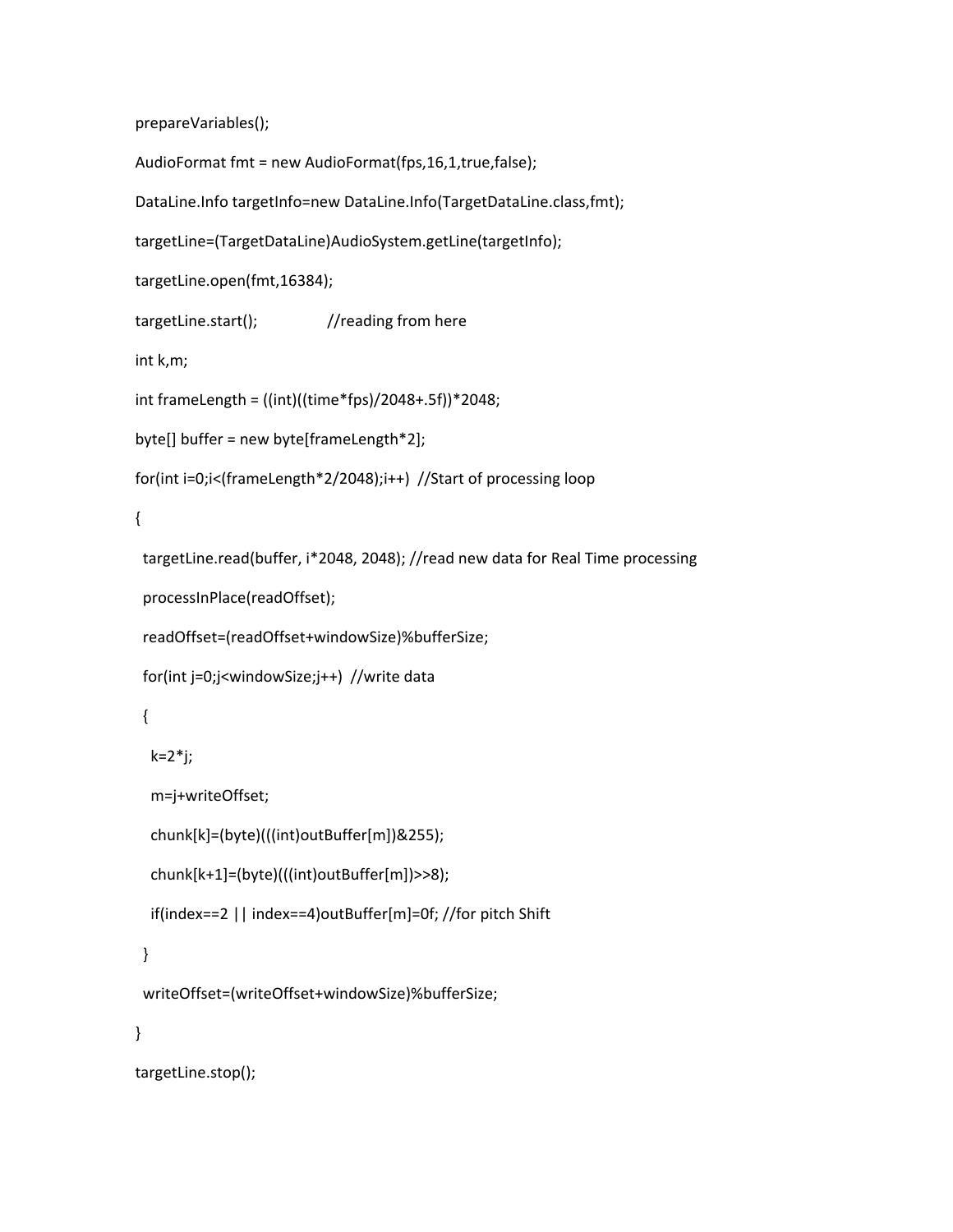```
prepareVariables();

AudioFormat fmt = new AudioFormat(fps,16,1,true,false);

DataLine.Info targetInfo=new DataLine.Info(TargetDataLine.class,fmt);

targetLine=(TargetDataLine)AudioSystem.getLine(targetInfo);

targetLine.open(fmt,16384);

targetLine.start();               //reading from here

int k,m;

int frameLength = ((int)((time*fps)/2048+.5f))*2048;

byte[] buffer = new byte[frameLength*2];

for(int i=0;i<(frameLength*2/2048);i++)  //Start of processing loop

{

 targetLine.read(buffer, i*2048, 2048); //read new data for Real Time processing

 processInPlace(readOffset);

 readOffset=(readOffset+windowSize)%bufferSize;

 for(int j=0;j<windowSize;j++)  //write data

 {

  k=2*j;

  m=j+writeOffset;

  chunk[k]=(byte)(((int)outBuffer[m])&255);

  chunk[k+1]=(byte)(((int)outBuffer[m])>>8);

  if(index==2 || index==4)outBuffer[m]=0f; //for pitch Shift

 }

 writeOffset=(writeOffset+windowSize)%bufferSize;

}

targetLine.stop();
```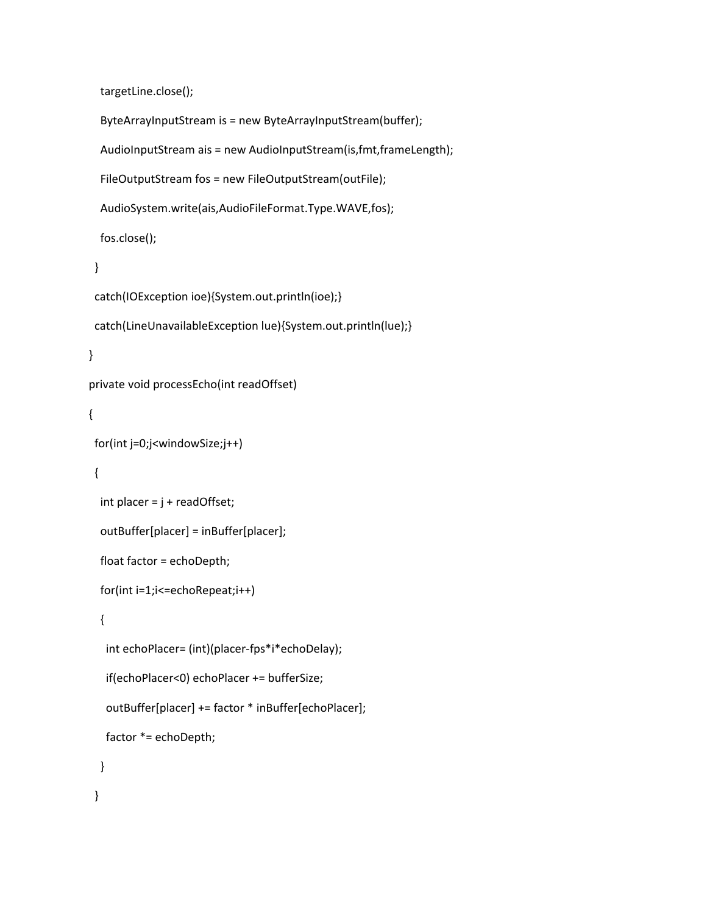```
    targetLine.close();

    ByteArrayInputStream is = new ByteArrayInputStream(buffer);

    AudioInputStream ais = new AudioInputStream(is,fmt,frameLength);

    FileOutputStream fos = new FileOutputStream(outFile);

    AudioSystem.write(ais,AudioFileFormat.Type.WAVE,fos);

    fos.close();

  }

  catch(IOException ioe){System.out.println(ioe);}

  catch(LineUnavailableException lue){System.out.println(lue);}

}

private void processEcho(int readOffset)

{

  for(int j=0;j<windowSize;j++)

  {

    int placer = j + readOffset;

    outBuffer[placer] = inBuffer[placer];

    float factor = echoDepth;

    for(int i=1;i<=echoRepeat;i++)

    {

      int echoPlacer= (int)(placer-fps*i*echoDelay);

      if(echoPlacer<0) echoPlacer += bufferSize;

      outBuffer[placer] += factor * inBuffer[echoPlacer];

      factor *= echoDepth;

    }

  }
```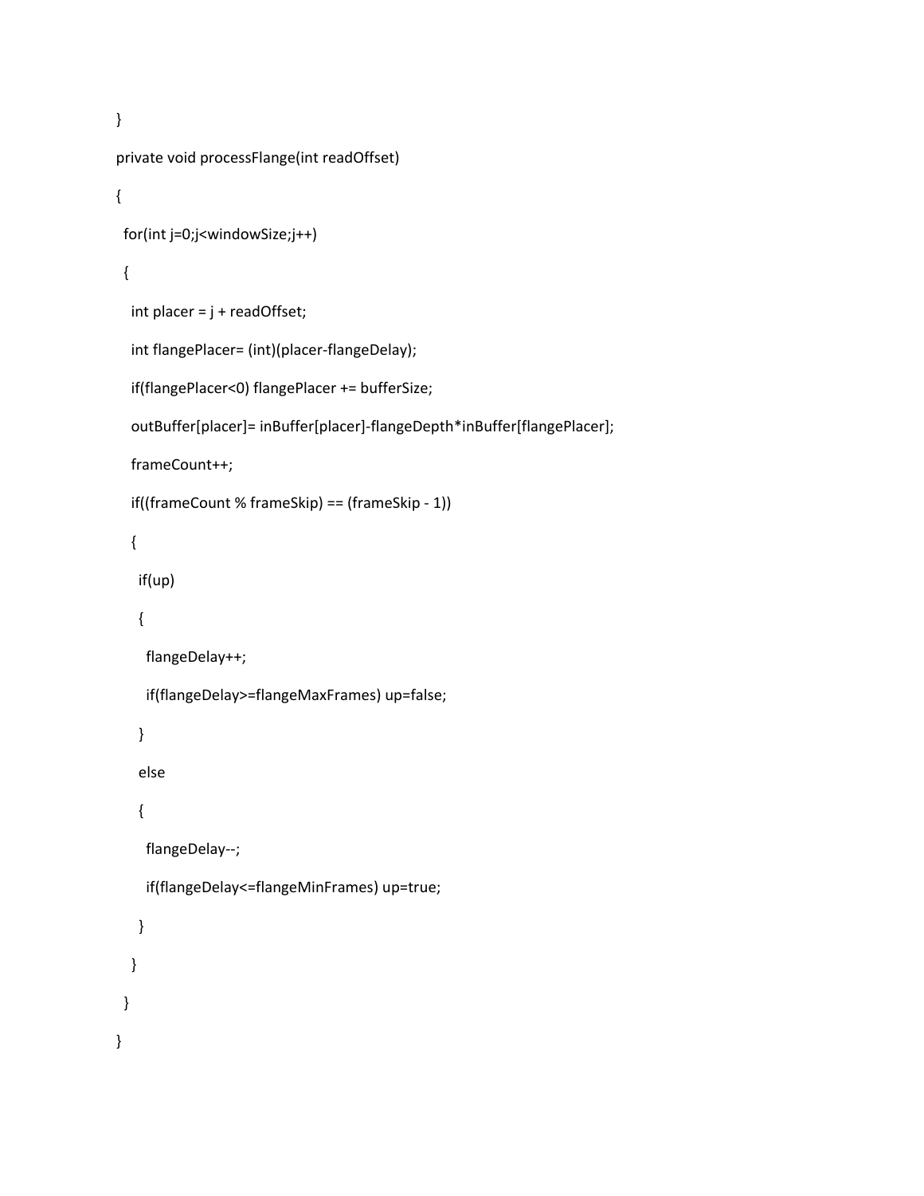```
}

private void processFlange(int readOffset)

{

  for(int j=0;j<windowSize;j++)

  {

    int placer = j + readOffset;

    int flangePlacer= (int)(placer-flangeDelay);

    if(flangePlacer<0) flangePlacer += bufferSize;

    outBuffer[placer]= inBuffer[placer]-flangeDepth*inBuffer[flangePlacer];

    frameCount++;

    if((frameCount % frameSkip) == (frameSkip - 1))

    {

      if(up)

      {

        flangeDelay++;

        if(flangeDelay>=flangeMaxFrames) up=false;

      }

      else

      {

        flangeDelay--;

        if(flangeDelay<=flangeMinFrames) up=true;

      }

    }

  }

}
```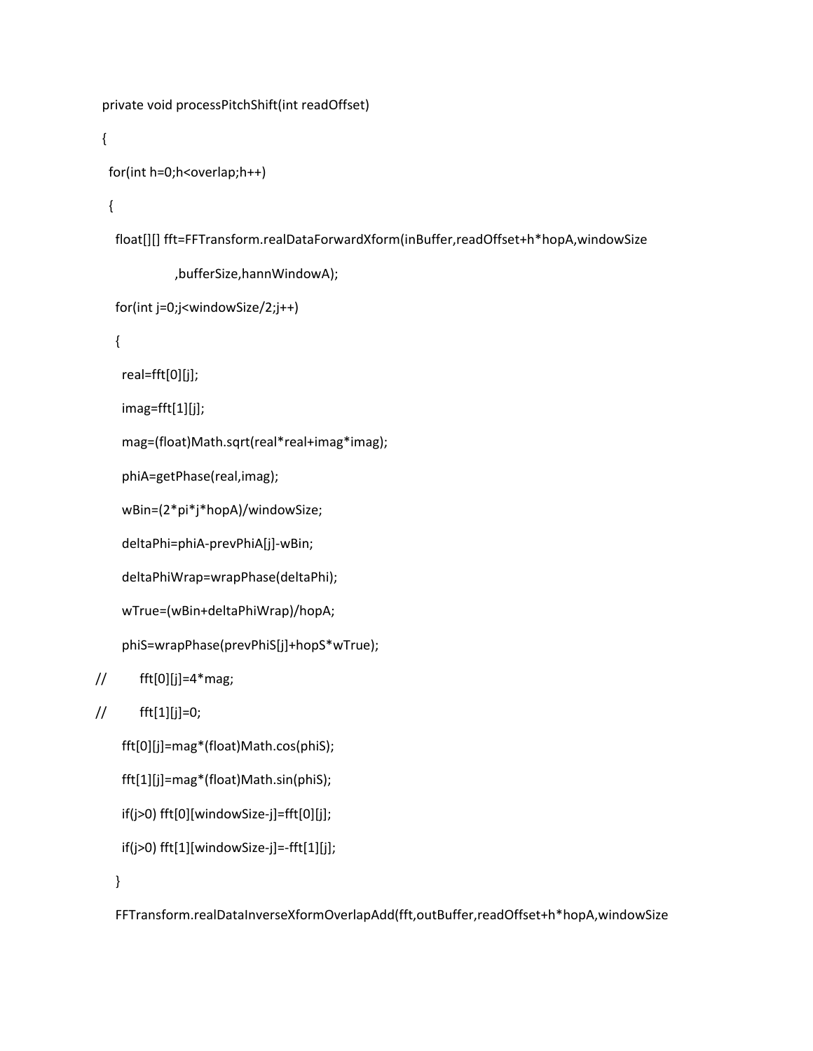```
private void processPitchShift(int readOffset)

{

  for(int h=0;h<overlap;h++)

  {

    float[][] fft=FFTransform.realDataForwardXform(inBuffer,readOffset+h*hopA,windowSize

                ,bufferSize,hannWindowA);

    for(int j=0;j<windowSize/2;j++)

    {

      real=fft[0][j];

      imag=fft[1][j];

      mag=(float)Math.sqrt(real*real+imag*imag);

      phiA=getPhase(real,imag);

      wBin=(2*pi*j*hopA)/windowSize;

      deltaPhi=phiA-prevPhiA[j]-wBin;

      deltaPhiWrap=wrapPhase(deltaPhi);

      wTrue=(wBin+deltaPhiWrap)/hopA;

      phiS=wrapPhase(prevPhiS[j]+hopS*wTrue);

//        fft[0][j]=4*mag;

//        fft[1][j]=0;

      fft[0][j]=mag*(float)Math.cos(phiS);

      fft[1][j]=mag*(float)Math.sin(phiS);

      if(j>0) fft[0][windowSize-j]=fft[0][j];

      if(j>0) fft[1][windowSize-j]=-fft[1][j];

    }

    FFTransform.realDataInverseXformOverlapAdd(fft,outBuffer,readOffset+h*hopA,windowSize
```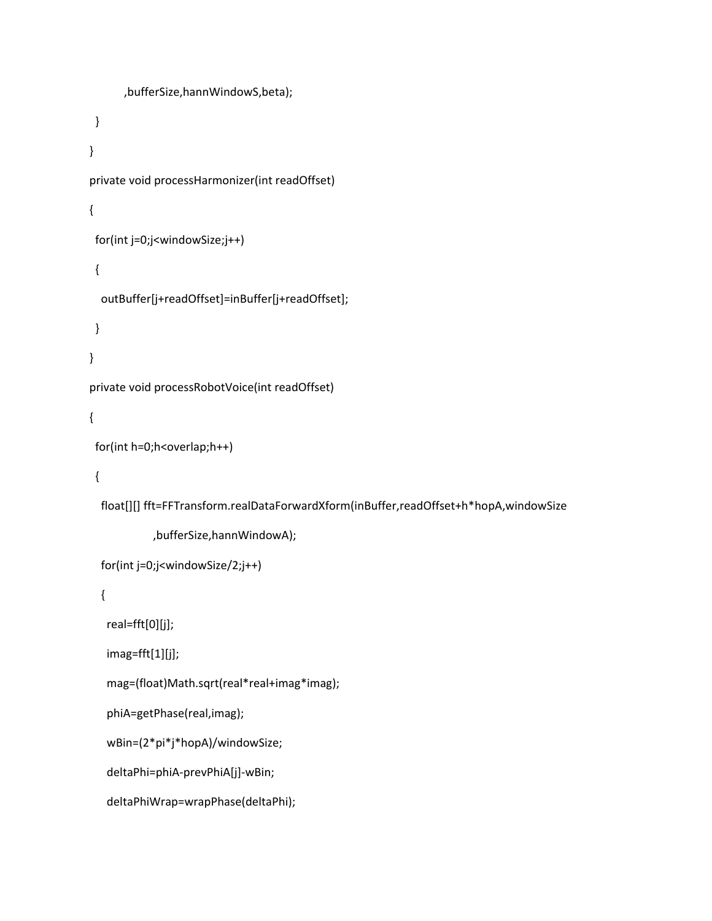```
          ,bufferSize,hannWindowS,beta);
  }
}
private void processHarmonizer(int readOffset)
{
  for(int j=0;j<windowSize;j++)
  {
    outBuffer[j+readOffset]=inBuffer[j+readOffset];
  }
}
private void processRobotVoice(int readOffset)
{
  for(int h=0;h<overlap;h++)
  {
    float[][] fft=FFTransform.realDataForwardXform(inBuffer,readOffset+h*hopA,windowSize
                  ,bufferSize,hannWindowA);
    for(int j=0;j<windowSize/2;j++)
    {
      real=fft[0][j];
      imag=fft[1][j];
      mag=(float)Math.sqrt(real*real+imag*imag);
      phiA=getPhase(real,imag);
      wBin=(2*pi*j*hopA)/windowSize;
      deltaPhi=phiA-prevPhiA[j]-wBin;
      deltaPhiWrap=wrapPhase(deltaPhi);
```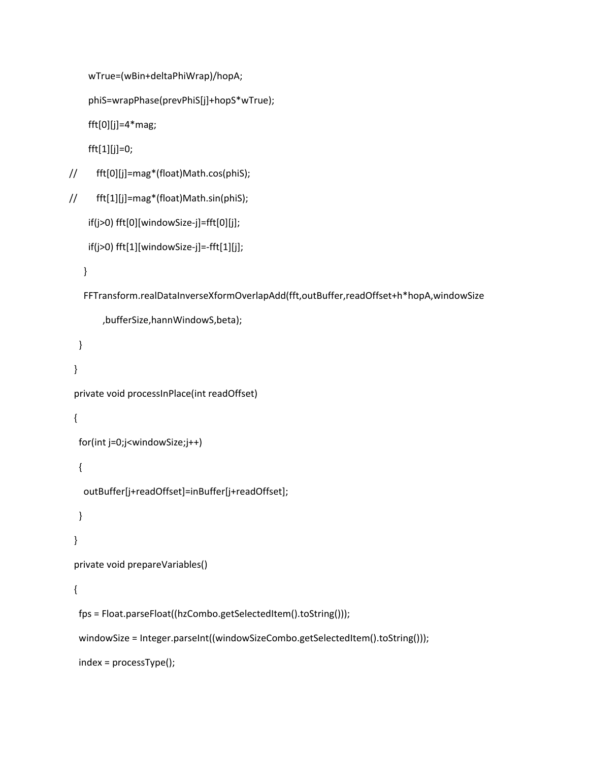```
      wTrue=(wBin+deltaPhiWrap)/hopA;
      phiS=wrapPhase(prevPhiS[j]+hopS*wTrue);
      fft[0][j]=4*mag;
      fft[1][j]=0;
//      fft[0][j]=mag*(float)Math.cos(phiS);
//      fft[1][j]=mag*(float)Math.sin(phiS);
      if(j>0) fft[0][windowSize-j]=fft[0][j];
      if(j>0) fft[1][windowSize-j]=-fft[1][j];
     }
     FFTransform.realDataInverseXformOverlapAdd(fft,outBuffer,readOffset+h*hopA,windowSize
          ,bufferSize,hannWindowS,beta);
   }
  }
  private void processInPlace(int readOffset)
  {
   for(int j=0;j<windowSize;j++)
   {
    outBuffer[j+readOffset]=inBuffer[j+readOffset];
   }
  }
  private void prepareVariables()
  {
   fps = Float.parseFloat((hzCombo.getSelectedItem().toString()));
   windowSize = Integer.parseInt((windowSizeCombo.getSelectedItem().toString()));
   index = processType();
```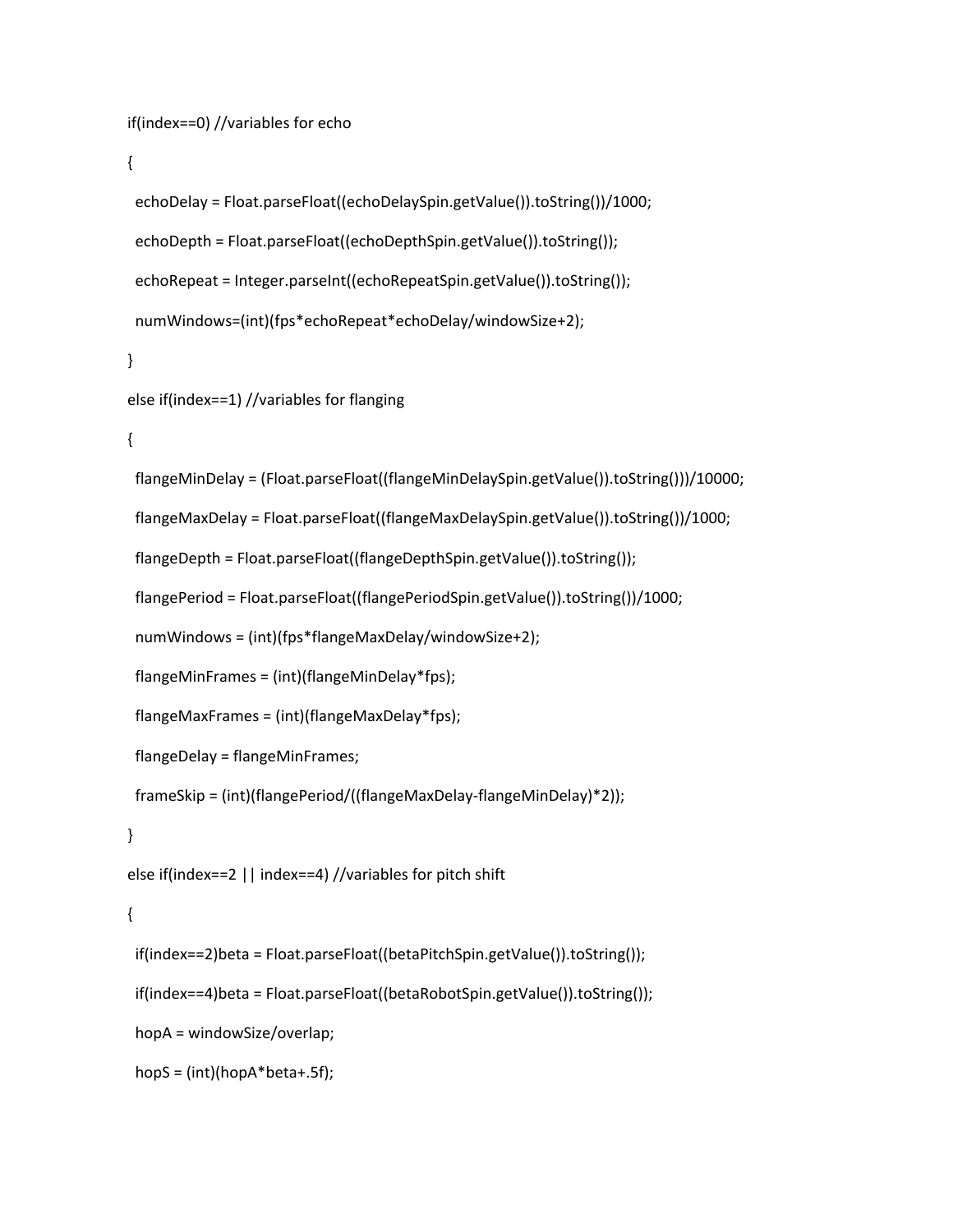```
if(index==0) //variables for echo

{

  echoDelay = Float.parseFloat((echoDelaySpin.getValue()).toString())/1000;

  echoDepth = Float.parseFloat((echoDepthSpin.getValue()).toString());

  echoRepeat = Integer.parseInt((echoRepeatSpin.getValue()).toString());

  numWindows=(int)(fps*echoRepeat*echoDelay/windowSize+2);

}

else if(index==1) //variables for flanging

{

  flangeMinDelay = (Float.parseFloat((flangeMinDelaySpin.getValue()).toString()))/10000;

  flangeMaxDelay = Float.parseFloat((flangeMaxDelaySpin.getValue()).toString())/1000;

  flangeDepth = Float.parseFloat((flangeDepthSpin.getValue()).toString());

  flangePeriod = Float.parseFloat((flangePeriodSpin.getValue()).toString())/1000;

  numWindows = (int)(fps*flangeMaxDelay/windowSize+2);

  flangeMinFrames = (int)(flangeMinDelay*fps);

  flangeMaxFrames = (int)(flangeMaxDelay*fps);

  flangeDelay = flangeMinFrames;

  frameSkip = (int)(flangePeriod/((flangeMaxDelay-flangeMinDelay)*2));

}

else if(index==2 || index==4) //variables for pitch shift

{

  if(index==2)beta = Float.parseFloat((betaPitchSpin.getValue()).toString());

  if(index==4)beta = Float.parseFloat((betaRobotSpin.getValue()).toString());

  hopA = windowSize/overlap;

  hopS = (int)(hopA*beta+.5f);
```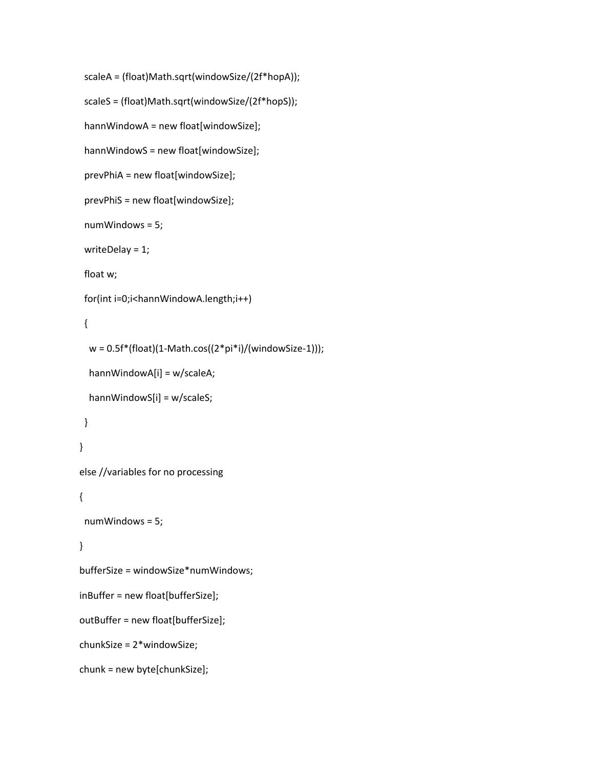```
  scaleA = (float)Math.sqrt(windowSize/(2f*hopA));
  scaleS = (float)Math.sqrt(windowSize/(2f*hopS));
  hannWindowA = new float[windowSize];
  hannWindowS = new float[windowSize];
  prevPhiA = new float[windowSize];
  prevPhiS = new float[windowSize];
  numWindows = 5;
  writeDelay = 1;
  float w;
  for(int i=0;i<hannWindowA.length;i++)
  {
   w = 0.5f*(float)(1-Math.cos((2*pi*i)/(windowSize-1)));
   hannWindowA[i] = w/scaleA;
   hannWindowS[i] = w/scaleS;
  }
}
else //variables for no processing
{
  numWindows = 5;
}
bufferSize = windowSize*numWindows;
inBuffer = new float[bufferSize];
outBuffer = new float[bufferSize];
chunkSize = 2*windowSize;
chunk = new byte[chunkSize];
```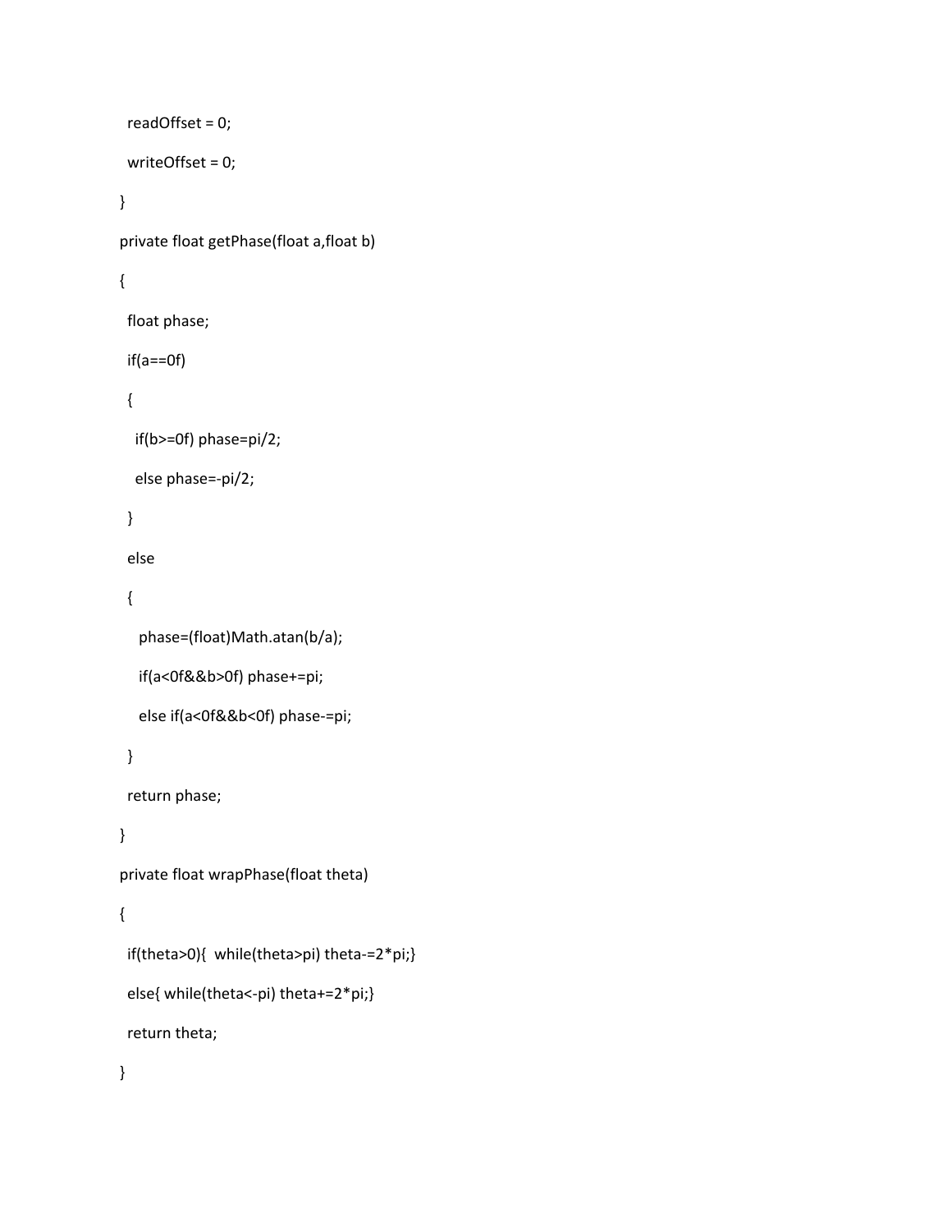```
  readOffset = 0;
  writeOffset = 0;
}
private float getPhase(float a,float b)
{
  float phase;
  if(a==0f)
  {
    if(b>=0f) phase=pi/2;
    else phase=-pi/2;
  }
  else
  {
    phase=(float)Math.atan(b/a);
    if(a<0f&&b>0f) phase+=pi;
    else if(a<0f&&b<0f) phase-=pi;
  }
  return phase;
}
private float wrapPhase(float theta)
{
  if(theta>0){  while(theta>pi) theta-=2*pi;}
  else{ while(theta<-pi) theta+=2*pi;}
  return theta;
}
```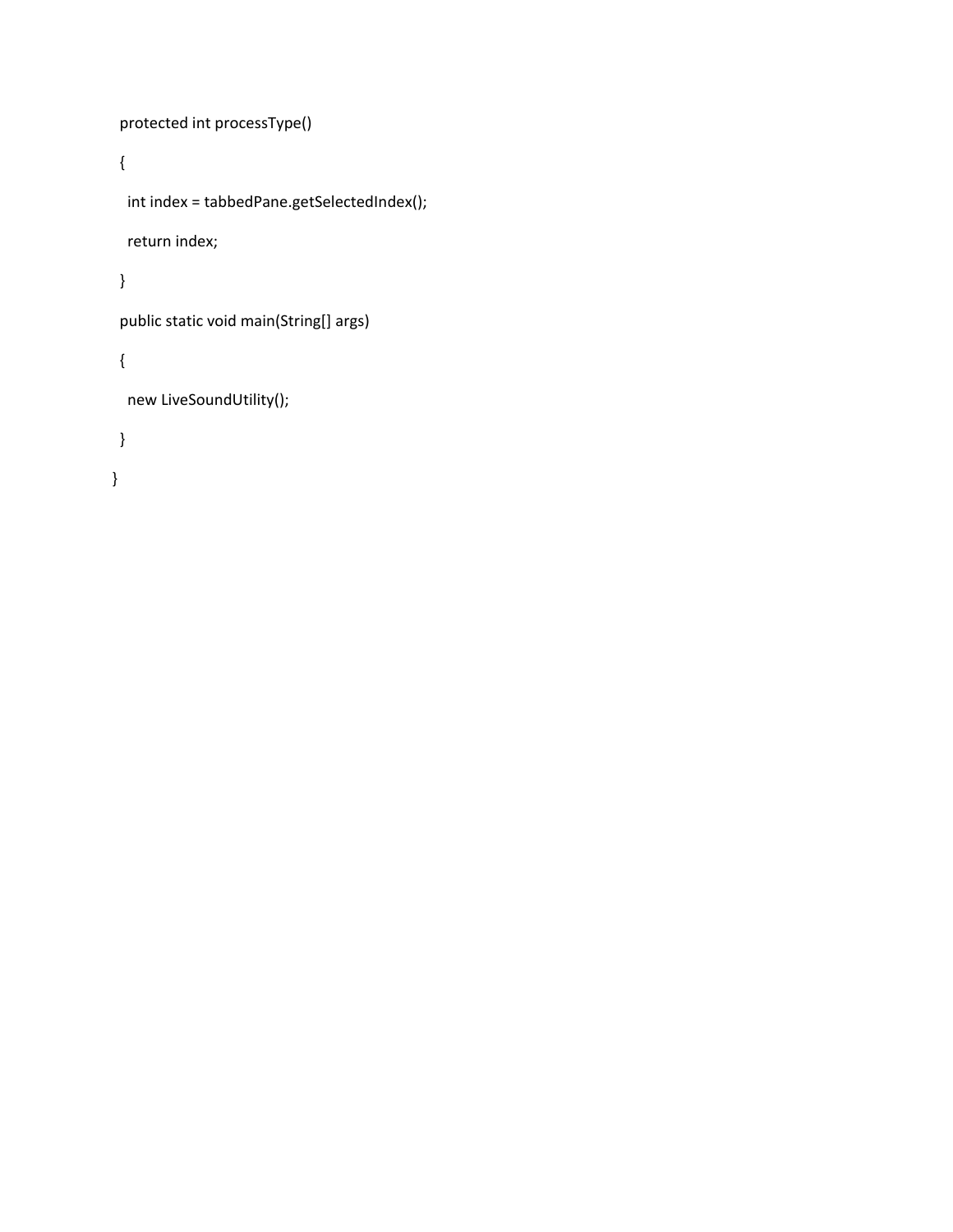```
  protected int processType()
  {
    int index = tabbedPane.getSelectedIndex();
    return index;
  }
  public static void main(String[] args)
  {
    new LiveSoundUtility();
  }
}
```